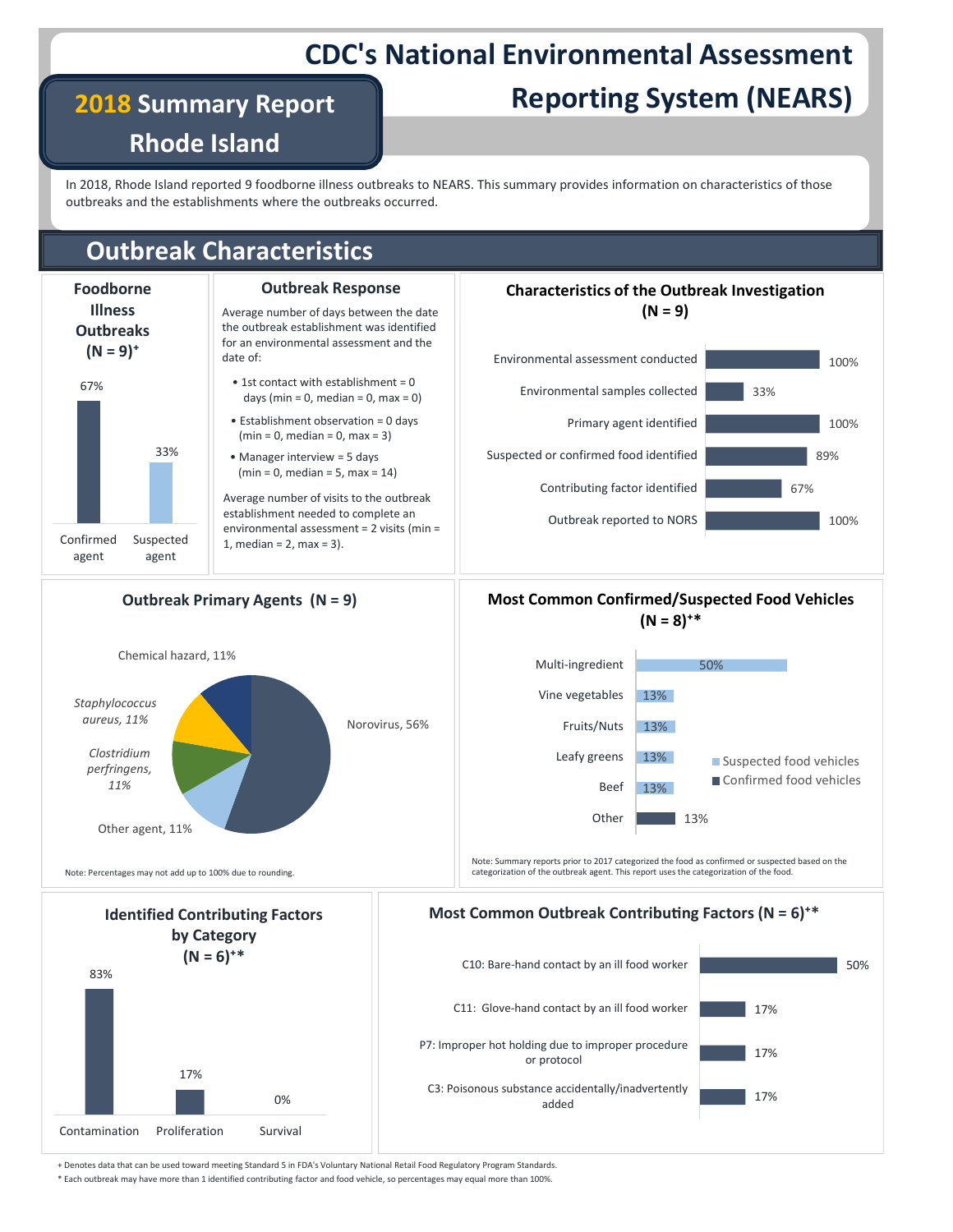# CDC's National Environmental Assessment Reporting System (NEARS)

## 2018 Summary Report Rhode Island

In 2018, Rhode Island reported 9 foodborne illness outbreaks to NEARS. This summary provides information on characteristics of those outbreaks and the establishments where the outbreaks occurred.

## Outbreak Characteristics

### Foodborne Illness Outbreaks (N = 9)+

| Agent | Percent |
|---|---|
| Confirmed agent | 67% |
| Suspected agent | 33% |

### Outbreak Response

Average number of days between the date the outbreak establishment was identified for an environmental assessment and the date of:

- 1st contact with establishment = 0 days (min = 0, median = 0, max = 0)
- Establishment observation = 0 days (min = 0, median = 0, max = 3)
- Manager interview = 5 days (min = 0, median = 5, max = 14)

Average number of visits to the outbreak establishment needed to complete an environmental assessment = 2 visits (min = 1, median = 2, max = 3).

### Characteristics of the Outbreak Investigation (N = 9)

| Characteristic | Percent |
|---|---|
| Environmental assessment conducted | 100% |
| Environmental samples collected | 33% |
| Primary agent identified | 100% |
| Suspected or confirmed food identified | 89% |
| Contributing factor identified | 67% |
| Outbreak reported to NORS | 100% |

### Outbreak Primary Agents (N = 9)

| Agent | Percent |
|---|---|
| Norovirus | 56% |
| Chemical hazard | 11% |
| *Staphylococcus aureus* | 11% |
| *Clostridium perfringens* | 11% |
| Other agent | 11% |

Note: Percentages may not add up to 100% due to rounding.

### Most Common Confirmed/Suspected Food Vehicles (N = 8)+*

| Food vehicle | Percent | Type |
|---|---|---|
| Multi-ingredient | 50% | Suspected |
| Vine vegetables | 13% | Suspected |
| Fruits/Nuts | 13% | Suspected |
| Leafy greens | 13% | Suspected |
| Beef | 13% | Suspected |
| Other | 13% | Confirmed |

Note: Summary reports prior to 2017 categorized the food as confirmed or suspected based on the categorization of the outbreak agent. This report uses the categorization of the food.

### Identified Contributing Factors by Category (N = 6)+*

| Category | Percent |
|---|---|
| Contamination | 83% |
| Proliferation | 17% |
| Survival | 0% |

### Most Common Outbreak Contributing Factors (N = 6)+*

| Contributing factor | Percent |
|---|---|
| C10: Bare-hand contact by an ill food worker | 50% |
| C11: Glove-hand contact by an ill food worker | 17% |
| P7: Improper hot holding due to improper procedure or protocol | 17% |
| C3: Poisonous substance accidentally/inadvertently added | 17% |

+ Denotes data that can be used toward meeting Standard 5 in FDA's Voluntary National Retail Food Regulatory Program Standards.

* Each outbreak may have more than 1 identified contributing factor and food vehicle, so percentages may equal more than 100%.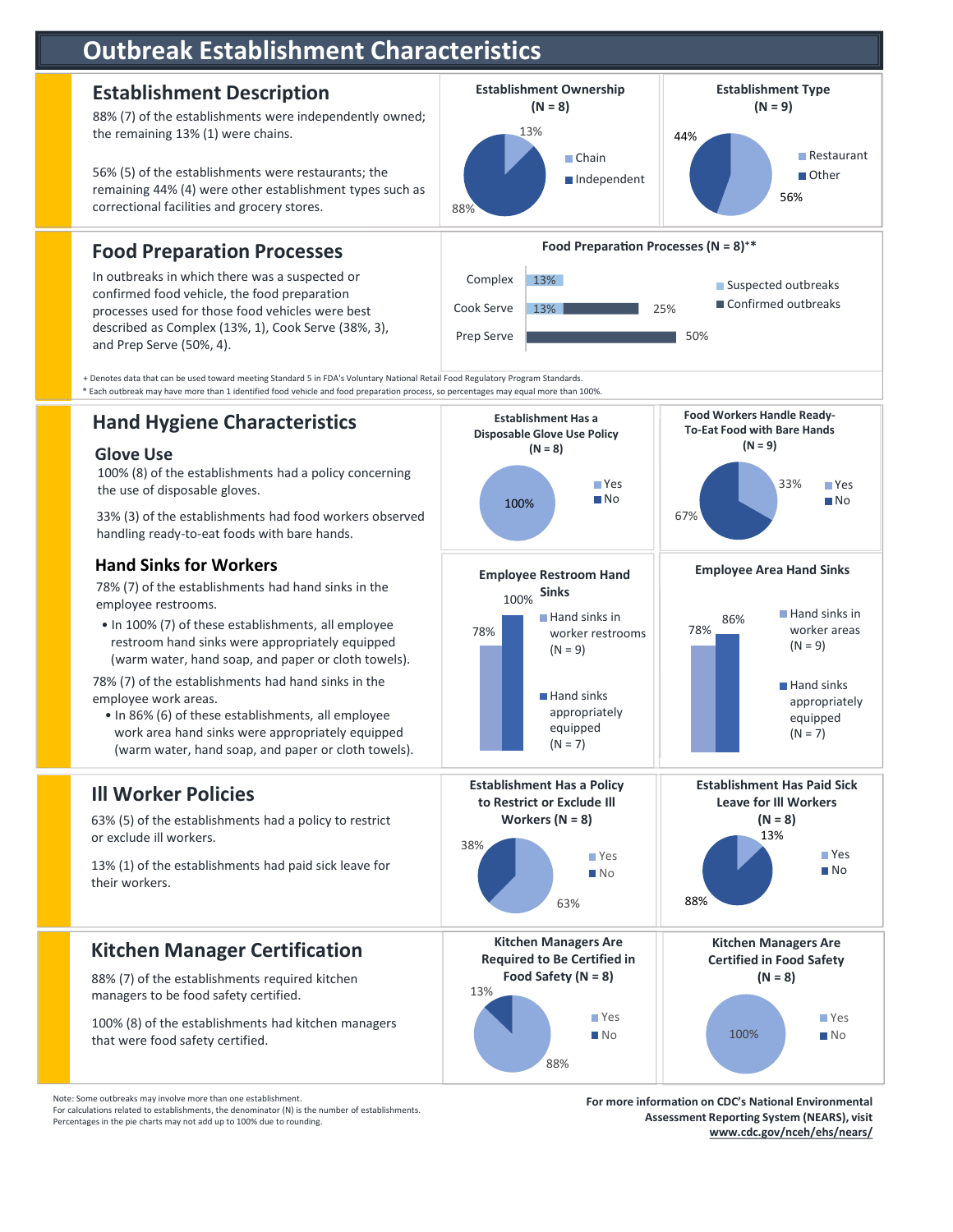# Outbreak Establishment Characteristics

## Establishment Description

88% (7) of the establishments were independently owned; the remaining 13% (1) were chains.

56% (5) of the establishments were restaurants; the remaining 44% (4) were other establishment types such as correctional facilities and grocery stores.

Establishment Ownership (N = 8)

13%
88%
Chain
Independent

Establishment Type (N = 9)

44%
56%
Restaurant
Other

## Food Preparation Processes

In outbreaks in which there was a suspected or confirmed food vehicle, the food preparation processes used for those food vehicles were best described as Complex (13%, 1), Cook Serve (38%, 3), and Prep Serve (50%, 4).

Food Preparation Processes (N = 8)+*

Complex 13%
Cook Serve 13% 25%
Prep Serve 50%
Suspected outbreaks
Confirmed outbreaks

+ Denotes data that can be used toward meeting Standard 5 in FDA's Voluntary National Retail Food Regulatory Program Standards.
* Each outbreak may have more than 1 identified food vehicle and food preparation process, so percentages may equal more than 100%.

## Hand Hygiene Characteristics

### Glove Use

100% (8) of the establishments had a policy concerning the use of disposable gloves.

33% (3) of the establishments had food workers observed handling ready-to-eat foods with bare hands.

Establishment Has a Disposable Glove Use Policy (N = 8)

100%
Yes
No

Food Workers Handle Ready-To-Eat Food with Bare Hands (N = 9)

33%
67%
Yes
No

### Hand Sinks for Workers

78% (7) of the establishments had hand sinks in the employee restrooms.

- In 100% (7) of these establishments, all employee restroom hand sinks were appropriately equipped (warm water, hand soap, and paper or cloth towels).

78% (7) of the establishments had hand sinks in the employee work areas.

- In 86% (6) of these establishments, all employee work area hand sinks were appropriately equipped (warm water, hand soap, and paper or cloth towels).

Employee Restroom Hand Sinks

78%
100%
Hand sinks in worker restrooms (N = 9)
Hand sinks appropriately equipped (N = 7)

Employee Area Hand Sinks

78%
86%
Hand sinks in worker areas (N = 9)
Hand sinks appropriately equipped (N = 7)

## Ill Worker Policies

63% (5) of the establishments had a policy to restrict or exclude ill workers.

13% (1) of the establishments had paid sick leave for their workers.

Establishment Has a Policy to Restrict or Exclude Ill Workers (N = 8)

38%
63%
Yes
No

Establishment Has Paid Sick Leave for Ill Workers (N = 8)

13%
88%
Yes
No

## Kitchen Manager Certification

88% (7) of the establishments required kitchen managers to be food safety certified.

100% (8) of the establishments had kitchen managers that were food safety certified.

Kitchen Managers Are Required to Be Certified in Food Safety (N = 8)

13%
88%
Yes
No

Kitchen Managers Are Certified in Food Safety (N = 8)

100%
Yes
No

Note: Some outbreaks may involve more than one establishment.
For calculations related to establishments, the denominator (N) is the number of establishments.
Percentages in the pie charts may not add up to 100% due to rounding.

**For more information on CDC's National Environmental Assessment Reporting System (NEARS), visit www.cdc.gov/nceh/ehs/nears/**